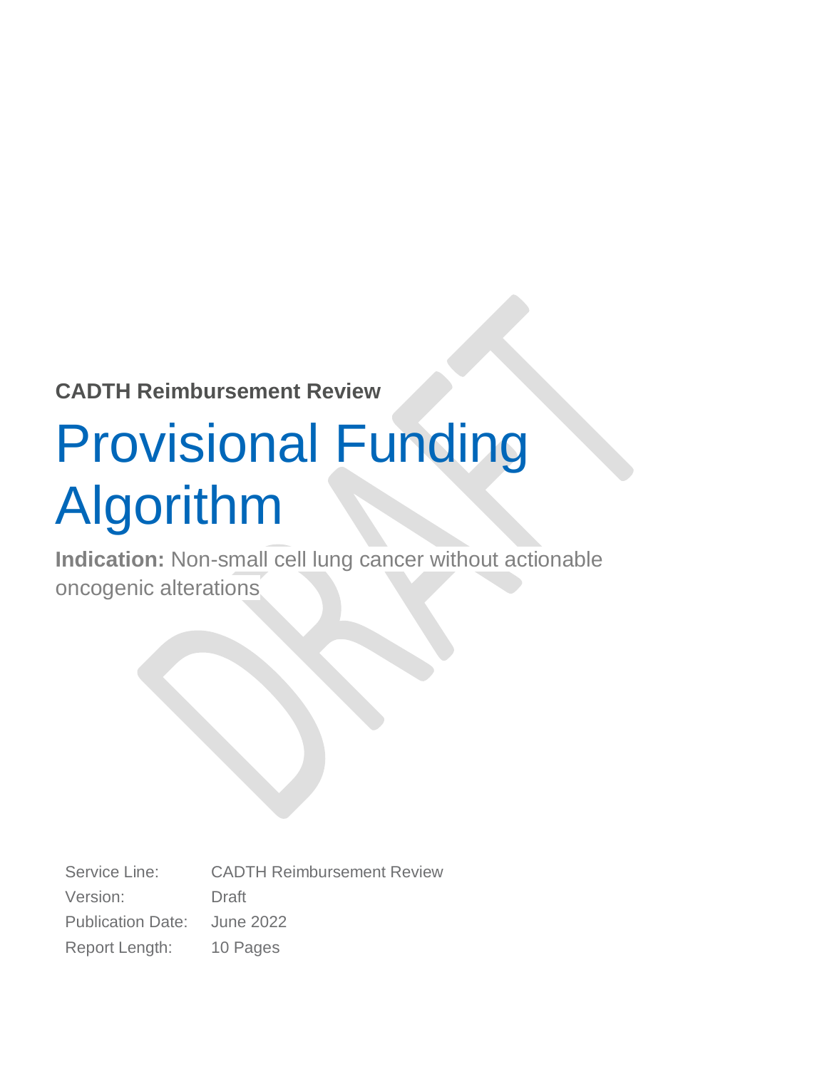**CADTH Reimbursement Review**

# Provisional Funding Algorithm

**Indication:** Non-small cell lung cancer without actionable oncogenic alterations

| | |
|---|---|
| Service Line: | CADTH Reimbursement Review |
| Version: | Draft |
| Publication Date: | June 2022 |
| Report Length: | 10 Pages |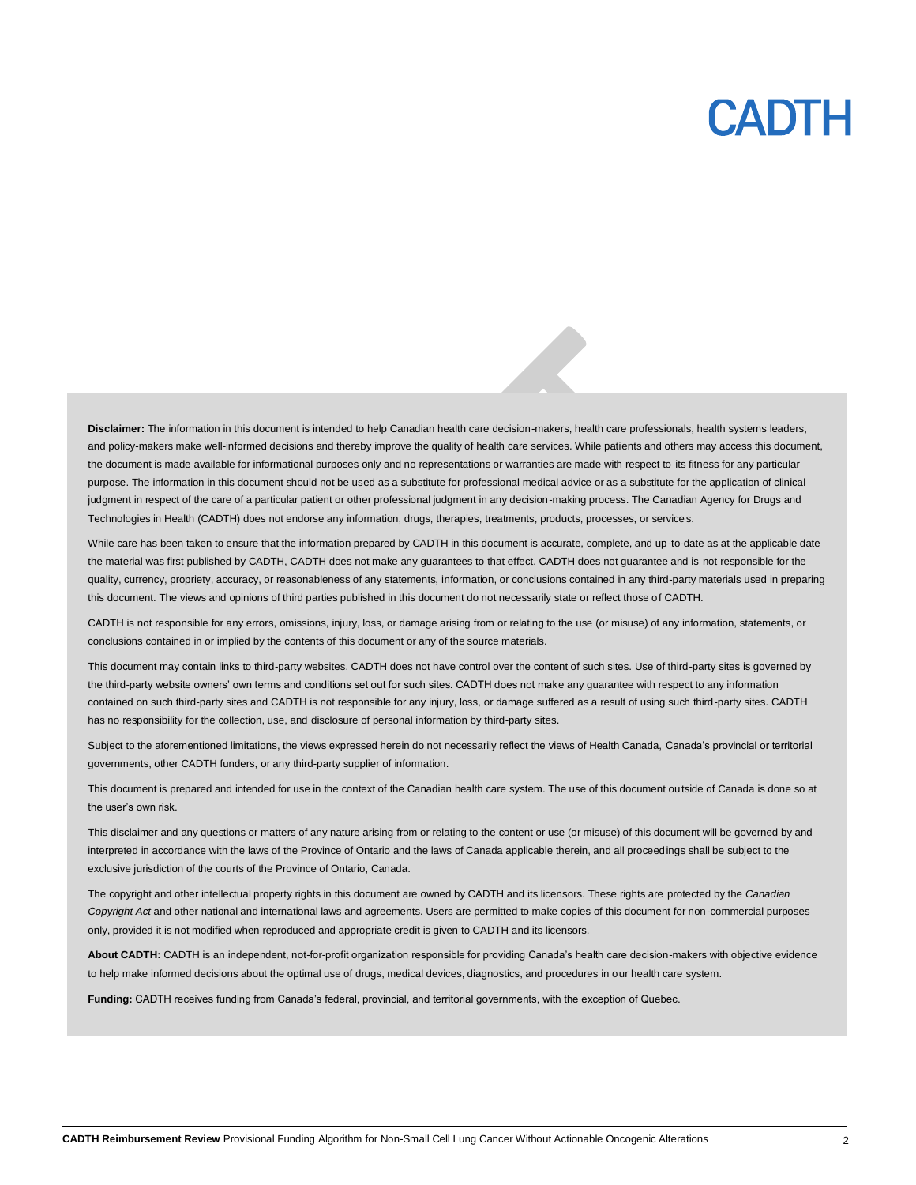**Disclaimer:** The information in this document is intended to help Canadian health care decision-makers, health care professionals, health systems leaders, and policy-makers make well-informed decisions and thereby improve the quality of health care services. While patients and others may access this document, the document is made available for informational purposes only and no representations or warranties are made with respect to its fitness for any particular purpose. The information in this document should not be used as a substitute for professional medical advice or as a substitute for the application of clinical judgment in respect of the care of a particular patient or other professional judgment in any decision-making process. The Canadian Agency for Drugs and Technologies in Health (CADTH) does not endorse any information, drugs, therapies, treatments, products, processes, or services.

While care has been taken to ensure that the information prepared by CADTH in this document is accurate, complete, and up-to-date as at the applicable date the material was first published by CADTH, CADTH does not make any guarantees to that effect. CADTH does not guarantee and is not responsible for the quality, currency, propriety, accuracy, or reasonableness of any statements, information, or conclusions contained in any third-party materials used in preparing this document. The views and opinions of third parties published in this document do not necessarily state or reflect those of CADTH.

CADTH is not responsible for any errors, omissions, injury, loss, or damage arising from or relating to the use (or misuse) of any information, statements, or conclusions contained in or implied by the contents of this document or any of the source materials.

This document may contain links to third-party websites. CADTH does not have control over the content of such sites. Use of third-party sites is governed by the third-party website owners' own terms and conditions set out for such sites. CADTH does not make any guarantee with respect to any information contained on such third-party sites and CADTH is not responsible for any injury, loss, or damage suffered as a result of using such third-party sites. CADTH has no responsibility for the collection, use, and disclosure of personal information by third-party sites.

Subject to the aforementioned limitations, the views expressed herein do not necessarily reflect the views of Health Canada, Canada's provincial or territorial governments, other CADTH funders, or any third-party supplier of information.

This document is prepared and intended for use in the context of the Canadian health care system. The use of this document outside of Canada is done so at the user's own risk.

This disclaimer and any questions or matters of any nature arising from or relating to the content or use (or misuse) of this document will be governed by and interpreted in accordance with the laws of the Province of Ontario and the laws of Canada applicable therein, and all proceedings shall be subject to the exclusive jurisdiction of the courts of the Province of Ontario, Canada.

The copyright and other intellectual property rights in this document are owned by CADTH and its licensors. These rights are protected by the *Canadian Copyright Act* and other national and international laws and agreements. Users are permitted to make copies of this document for non-commercial purposes only, provided it is not modified when reproduced and appropriate credit is given to CADTH and its licensors.

**About CADTH:** CADTH is an independent, not-for-profit organization responsible for providing Canada's health care decision-makers with objective evidence to help make informed decisions about the optimal use of drugs, medical devices, diagnostics, and procedures in our health care system.

**Funding:** CADTH receives funding from Canada's federal, provincial, and territorial governments, with the exception of Quebec.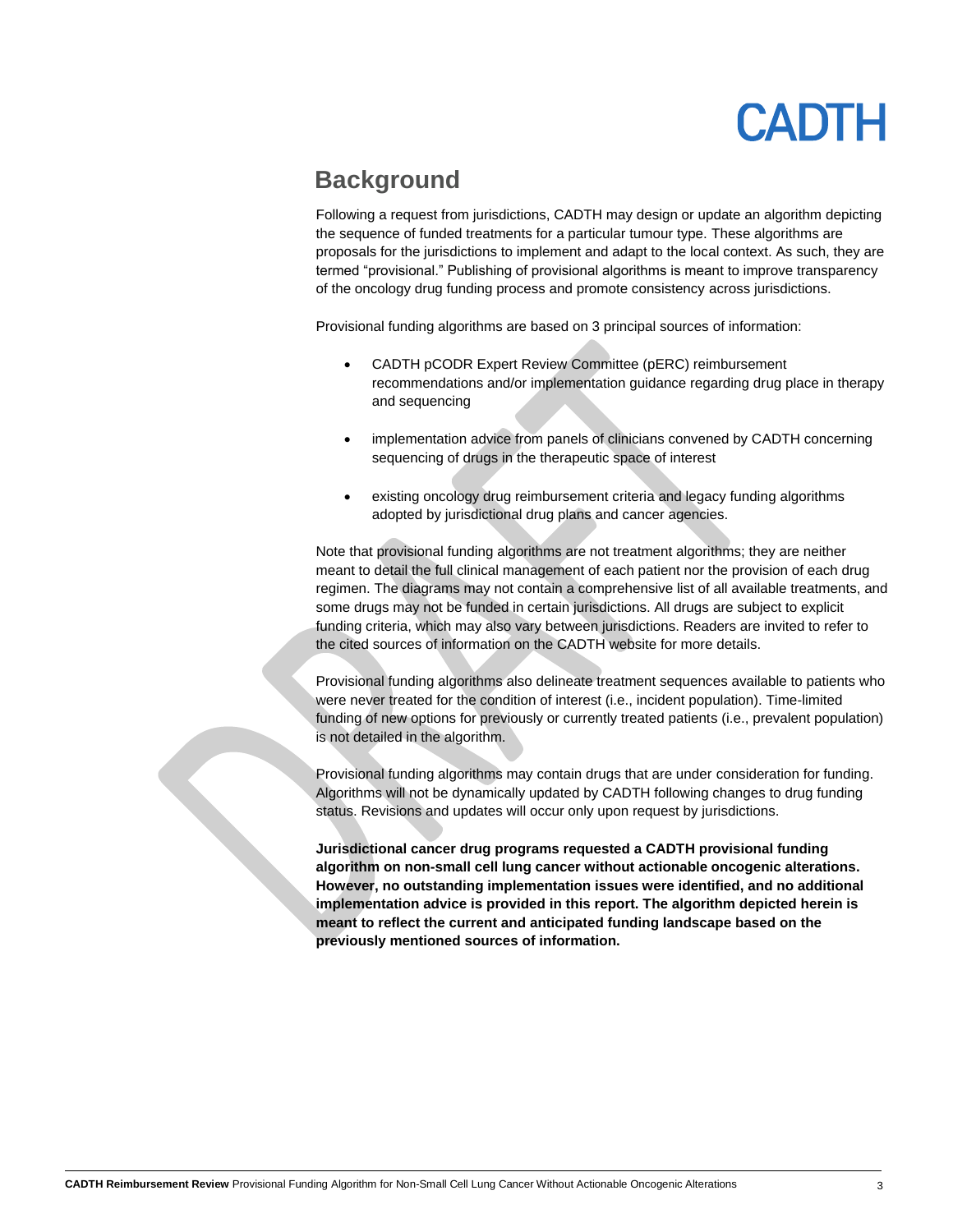## Background

Following a request from jurisdictions, CADTH may design or update an algorithm depicting the sequence of funded treatments for a particular tumour type. These algorithms are proposals for the jurisdictions to implement and adapt to the local context. As such, they are termed "provisional." Publishing of provisional algorithms is meant to improve transparency of the oncology drug funding process and promote consistency across jurisdictions.

Provisional funding algorithms are based on 3 principal sources of information:

- CADTH pCODR Expert Review Committee (pERC) reimbursement recommendations and/or implementation guidance regarding drug place in therapy and sequencing
- implementation advice from panels of clinicians convened by CADTH concerning sequencing of drugs in the therapeutic space of interest
- existing oncology drug reimbursement criteria and legacy funding algorithms adopted by jurisdictional drug plans and cancer agencies.

Note that provisional funding algorithms are not treatment algorithms; they are neither meant to detail the full clinical management of each patient nor the provision of each drug regimen. The diagrams may not contain a comprehensive list of all available treatments, and some drugs may not be funded in certain jurisdictions. All drugs are subject to explicit funding criteria, which may also vary between jurisdictions. Readers are invited to refer to the cited sources of information on the CADTH website for more details.

Provisional funding algorithms also delineate treatment sequences available to patients who were never treated for the condition of interest (i.e., incident population). Time-limited funding of new options for previously or currently treated patients (i.e., prevalent population) is not detailed in the algorithm.

Provisional funding algorithms may contain drugs that are under consideration for funding. Algorithms will not be dynamically updated by CADTH following changes to drug funding status. Revisions and updates will occur only upon request by jurisdictions.

**Jurisdictional cancer drug programs requested a CADTH provisional funding algorithm on non-small cell lung cancer without actionable oncogenic alterations. However, no outstanding implementation issues were identified, and no additional implementation advice is provided in this report. The algorithm depicted herein is meant to reflect the current and anticipated funding landscape based on the previously mentioned sources of information.**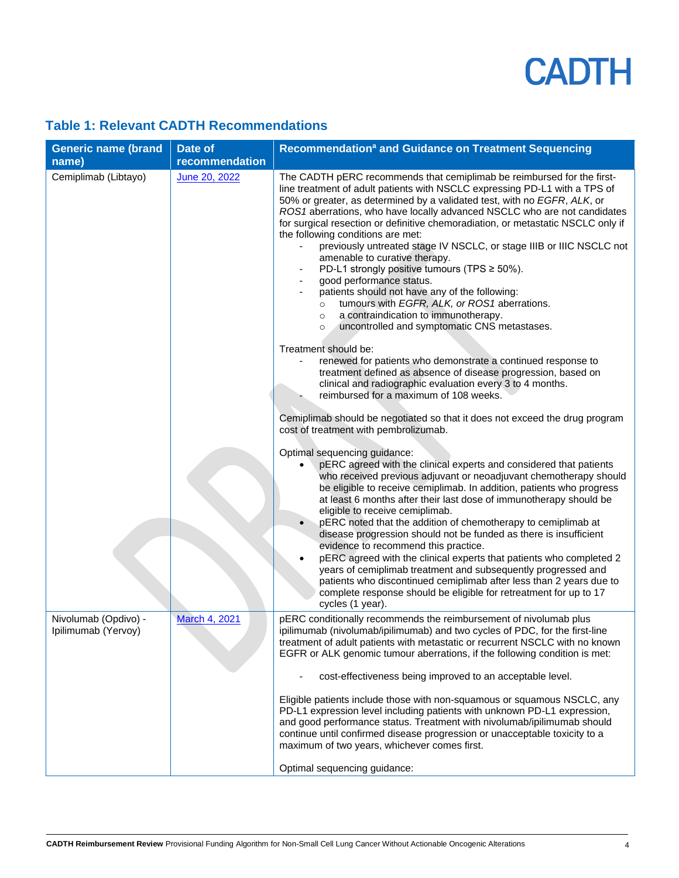## Table 1: Relevant CADTH Recommendations

| Generic name (brand name) | Date of recommendation | Recommendation[a] and Guidance on Treatment Sequencing |
|---|---|---|
| Cemiplimab (Libtayo) | June 20, 2022 | The CADTH pERC recommends that cemiplimab be reimbursed for the first-line treatment of adult patients with NSCLC expressing PD-L1 with a TPS of 50% or greater, as determined by a validated test, with no *EGFR*, *ALK*, or *ROS1* aberrations, who have locally advanced NSCLC who are not candidates for surgical resection or definitive chemoradiation, or metastatic NSCLC only if the following conditions are met:<br>- previously untreated stage IV NSCLC, or stage IIIB or IIIC NSCLC not amenable to curative therapy.<br>- PD-L1 strongly positive tumours (TPS ≥ 50%).<br>- good performance status.<br>- patients should not have any of the following:<br>  ○ tumours with *EGFR, ALK, or ROS1* aberrations.<br>  ○ a contraindication to immunotherapy.<br>  ○ uncontrolled and symptomatic CNS metastases.<br><br>Treatment should be:<br>- renewed for patients who demonstrate a continued response to treatment defined as absence of disease progression, based on clinical and radiographic evaluation every 3 to 4 months.<br>- reimbursed for a maximum of 108 weeks.<br><br>Cemiplimab should be negotiated so that it does not exceed the drug program cost of treatment with pembrolizumab.<br><br>Optimal sequencing guidance:<br>• pERC agreed with the clinical experts and considered that patients who received previous adjuvant or neoadjuvant chemotherapy should be eligible to receive cemiplimab. In addition, patients who progress at least 6 months after their last dose of immunotherapy should be eligible to receive cemiplimab.<br>• pERC noted that the addition of chemotherapy to cemiplimab at disease progression should not be funded as there is insufficient evidence to recommend this practice.<br>• pERC agreed with the clinical experts that patients who completed 2 years of cemiplimab treatment and subsequently progressed and patients who discontinued cemiplimab after less than 2 years due to complete response should be eligible for retreatment for up to 17 cycles (1 year). |
| Nivolumab (Opdivo) - Ipilimumab (Yervoy) | March 4, 2021 | pERC conditionally recommends the reimbursement of nivolumab plus ipilimumab (nivolumab/ipilimumab) and two cycles of PDC, for the first-line treatment of adult patients with metastatic or recurrent NSCLC with no known EGFR or ALK genomic tumour aberrations, if the following condition is met:<br><br>- cost-effectiveness being improved to an acceptable level.<br><br>Eligible patients include those with non-squamous or squamous NSCLC, any PD-L1 expression level including patients with unknown PD-L1 expression, and good performance status. Treatment with nivolumab/ipilimumab should continue until confirmed disease progression or unacceptable toxicity to a maximum of two years, whichever comes first.<br><br>Optimal sequencing guidance: |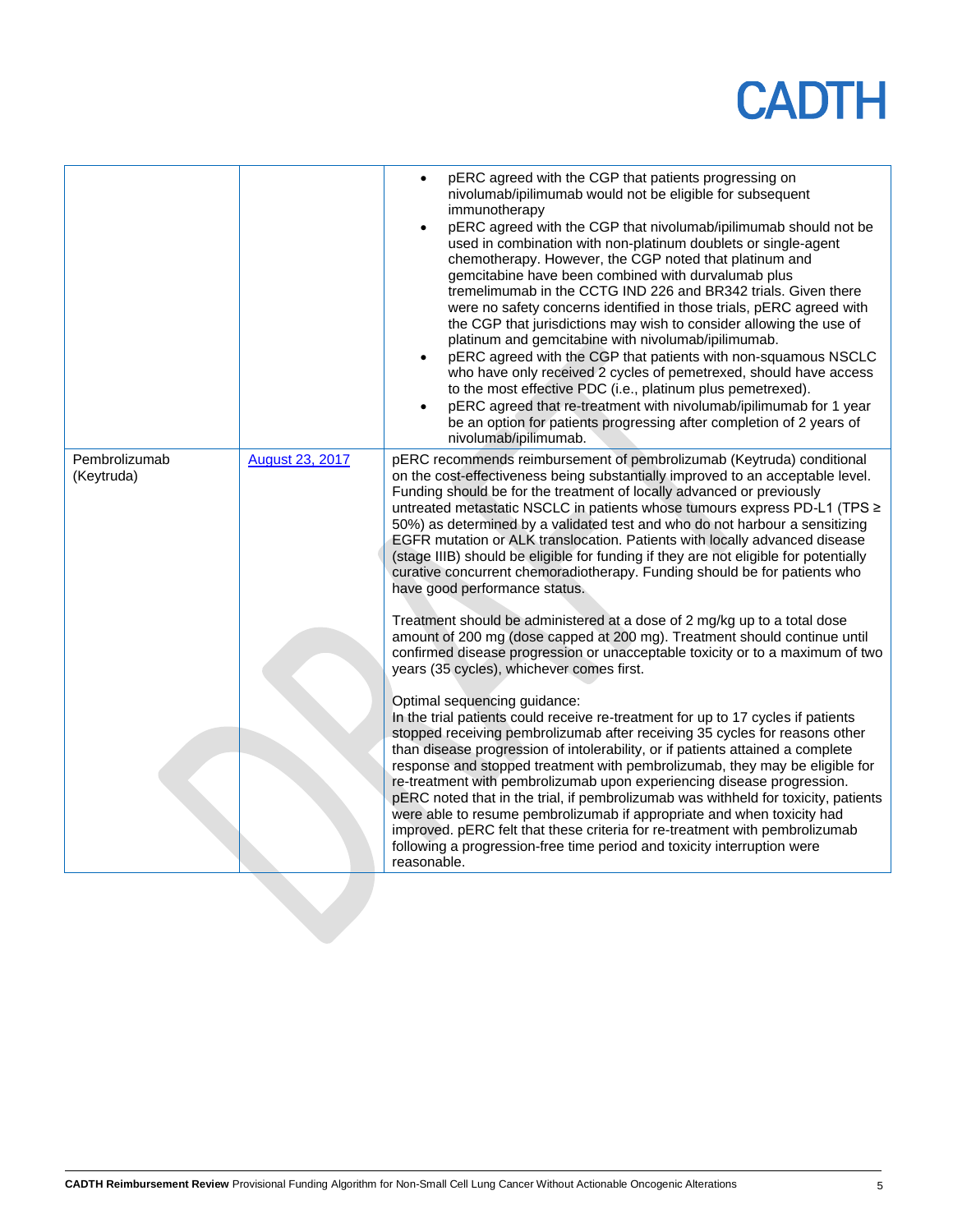| | | |
|---|---|---|
| | | • pERC agreed with the CGP that patients progressing on nivolumab/ipilimumab would not be eligible for subsequent immunotherapy<br>• pERC agreed with the CGP that nivolumab/ipilimumab should not be used in combination with non-platinum doublets or single-agent chemotherapy. However, the CGP noted that platinum and gemcitabine have been combined with durvalumab plus tremelimumab in the CCTG IND 226 and BR342 trials. Given there were no safety concerns identified in those trials, pERC agreed with the CGP that jurisdictions may wish to consider allowing the use of platinum and gemcitabine with nivolumab/ipilimumab.<br>• pERC agreed with the CGP that patients with non-squamous NSCLC who have only received 2 cycles of pemetrexed, should have access to the most effective PDC (i.e., platinum plus pemetrexed).<br>• pERC agreed that re-treatment with nivolumab/ipilimumab for 1 year be an option for patients progressing after completion of 2 years of nivolumab/ipilimumab. |
| Pembrolizumab (Keytruda) | August 23, 2017 | pERC recommends reimbursement of pembrolizumab (Keytruda) conditional on the cost-effectiveness being substantially improved to an acceptable level. Funding should be for the treatment of locally advanced or previously untreated metastatic NSCLC in patients whose tumours express PD-L1 (TPS ≥ 50%) as determined by a validated test and who do not harbour a sensitizing EGFR mutation or ALK translocation. Patients with locally advanced disease (stage IIIB) should be eligible for funding if they are not eligible for potentially curative concurrent chemoradiotherapy. Funding should be for patients who have good performance status.<br><br>Treatment should be administered at a dose of 2 mg/kg up to a total dose amount of 200 mg (dose capped at 200 mg). Treatment should continue until confirmed disease progression or unacceptable toxicity or to a maximum of two years (35 cycles), whichever comes first.<br><br>Optimal sequencing guidance:<br>In the trial patients could receive re-treatment for up to 17 cycles if patients stopped receiving pembrolizumab after receiving 35 cycles for reasons other than disease progression of intolerability, or if patients attained a complete response and stopped treatment with pembrolizumab, they may be eligible for re-treatment with pembrolizumab upon experiencing disease progression. pERC noted that in the trial, if pembrolizumab was withheld for toxicity, patients were able to resume pembrolizumab if appropriate and when toxicity had improved. pERC felt that these criteria for re-treatment with pembrolizumab following a progression-free time period and toxicity interruption were reasonable. |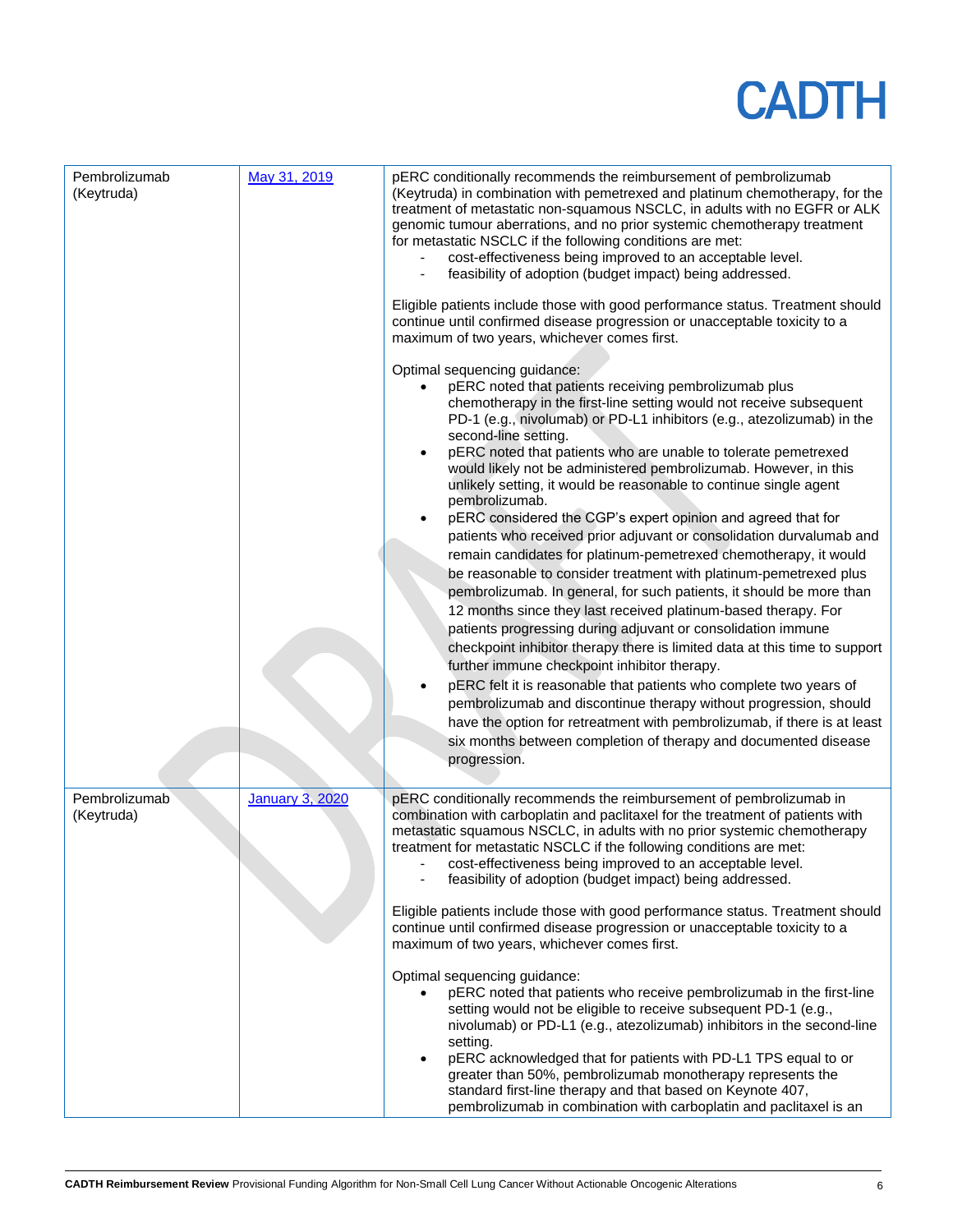| | | |
|---|---|---|
| Pembrolizumab (Keytruda) | [May 31, 2019]() | pERC conditionally recommends the reimbursement of pembrolizumab (Keytruda) in combination with pemetrexed and platinum chemotherapy, for the treatment of metastatic non-squamous NSCLC, in adults with no EGFR or ALK genomic tumour aberrations, and no prior systemic chemotherapy treatment for metastatic NSCLC if the following conditions are met:<br>- cost-effectiveness being improved to an acceptable level.<br>- feasibility of adoption (budget impact) being addressed.<br><br>Eligible patients include those with good performance status. Treatment should continue until confirmed disease progression or unacceptable toxicity to a maximum of two years, whichever comes first.<br><br>Optimal sequencing guidance:<br>• pERC noted that patients receiving pembrolizumab plus chemotherapy in the first-line setting would not receive subsequent PD-1 (e.g., nivolumab) or PD-L1 inhibitors (e.g., atezolizumab) in the second-line setting.<br>• pERC noted that patients who are unable to tolerate pemetrexed would likely not be administered pembrolizumab. However, in this unlikely setting, it would be reasonable to continue single agent pembrolizumab.<br>• pERC considered the CGP's expert opinion and agreed that for patients who received prior adjuvant or consolidation durvalumab and remain candidates for platinum-pemetrexed chemotherapy, it would be reasonable to consider treatment with platinum-pemetrexed plus pembrolizumab. In general, for such patients, it should be more than 12 months since they last received platinum-based therapy. For patients progressing during adjuvant or consolidation immune checkpoint inhibitor therapy there is limited data at this time to support further immune checkpoint inhibitor therapy.<br>• pERC felt it is reasonable that patients who complete two years of pembrolizumab and discontinue therapy without progression, should have the option for retreatment with pembrolizumab, if there is at least six months between completion of therapy and documented disease progression. |
| Pembrolizumab (Keytruda) | [January 3, 2020]() | pERC conditionally recommends the reimbursement of pembrolizumab in combination with carboplatin and paclitaxel for the treatment of patients with metastatic squamous NSCLC, in adults with no prior systemic chemotherapy treatment for metastatic NSCLC if the following conditions are met:<br>- cost-effectiveness being improved to an acceptable level.<br>- feasibility of adoption (budget impact) being addressed.<br><br>Eligible patients include those with good performance status. Treatment should continue until confirmed disease progression or unacceptable toxicity to a maximum of two years, whichever comes first.<br><br>Optimal sequencing guidance:<br>• pERC noted that patients who receive pembrolizumab in the first-line setting would not be eligible to receive subsequent PD-1 (e.g., nivolumab) or PD-L1 (e.g., atezolizumab) inhibitors in the second-line setting.<br>• pERC acknowledged that for patients with PD-L1 TPS equal to or greater than 50%, pembrolizumab monotherapy represents the standard first-line therapy and that based on Keynote 407, pembrolizumab in combination with carboplatin and paclitaxel is an |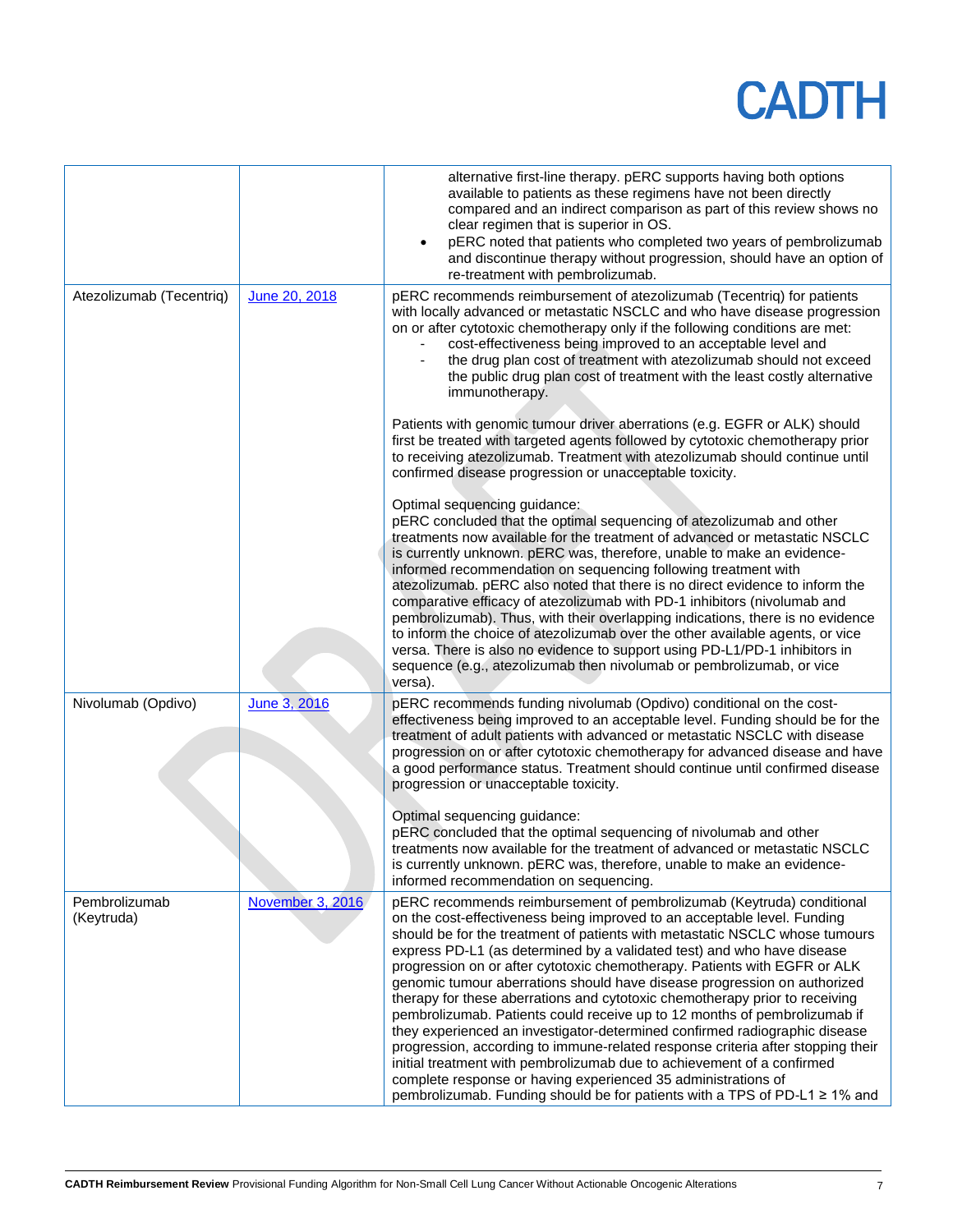| | | |
|---|---|---|
| | | alternative first-line therapy. pERC supports having both options available to patients as these regimens have not been directly compared and an indirect comparison as part of this review shows no clear regimen that is superior in OS.<br>• pERC noted that patients who completed two years of pembrolizumab and discontinue therapy without progression, should have an option of re-treatment with pembrolizumab. |
| Atezolizumab (Tecentriq) | June 20, 2018 | pERC recommends reimbursement of atezolizumab (Tecentriq) for patients with locally advanced or metastatic NSCLC and who have disease progression on or after cytotoxic chemotherapy only if the following conditions are met:<br>- cost-effectiveness being improved to an acceptable level and<br>- the drug plan cost of treatment with atezolizumab should not exceed the public drug plan cost of treatment with the least costly alternative immunotherapy.<br><br>Patients with genomic tumour driver aberrations (e.g. EGFR or ALK) should first be treated with targeted agents followed by cytotoxic chemotherapy prior to receiving atezolizumab. Treatment with atezolizumab should continue until confirmed disease progression or unacceptable toxicity.<br><br>Optimal sequencing guidance:<br>pERC concluded that the optimal sequencing of atezolizumab and other treatments now available for the treatment of advanced or metastatic NSCLC is currently unknown. pERC was, therefore, unable to make an evidence-informed recommendation on sequencing following treatment with atezolizumab. pERC also noted that there is no direct evidence to inform the comparative efficacy of atezolizumab with PD-1 inhibitors (nivolumab and pembrolizumab). Thus, with their overlapping indications, there is no evidence to inform the choice of atezolizumab over the other available agents, or vice versa. There is also no evidence to support using PD-L1/PD-1 inhibitors in sequence (e.g., atezolizumab then nivolumab or pembrolizumab, or vice versa). |
| Nivolumab (Opdivo) | June 3, 2016 | pERC recommends funding nivolumab (Opdivo) conditional on the cost-effectiveness being improved to an acceptable level. Funding should be for the treatment of adult patients with advanced or metastatic NSCLC with disease progression on or after cytotoxic chemotherapy for advanced disease and have a good performance status. Treatment should continue until confirmed disease progression or unacceptable toxicity.<br><br>Optimal sequencing guidance:<br>pERC concluded that the optimal sequencing of nivolumab and other treatments now available for the treatment of advanced or metastatic NSCLC is currently unknown. pERC was, therefore, unable to make an evidence-informed recommendation on sequencing. |
| Pembrolizumab (Keytruda) | November 3, 2016 | pERC recommends reimbursement of pembrolizumab (Keytruda) conditional on the cost-effectiveness being improved to an acceptable level. Funding should be for the treatment of patients with metastatic NSCLC whose tumours express PD-L1 (as determined by a validated test) and who have disease progression on or after cytotoxic chemotherapy. Patients with EGFR or ALK genomic tumour aberrations should have disease progression on authorized therapy for these aberrations and cytotoxic chemotherapy prior to receiving pembrolizumab. Patients could receive up to 12 months of pembrolizumab if they experienced an investigator-determined confirmed radiographic disease progression, according to immune-related response criteria after stopping their initial treatment with pembrolizumab due to achievement of a confirmed complete response or having experienced 35 administrations of pembrolizumab. Funding should be for patients with a TPS of PD-L1 ≥ 1% and |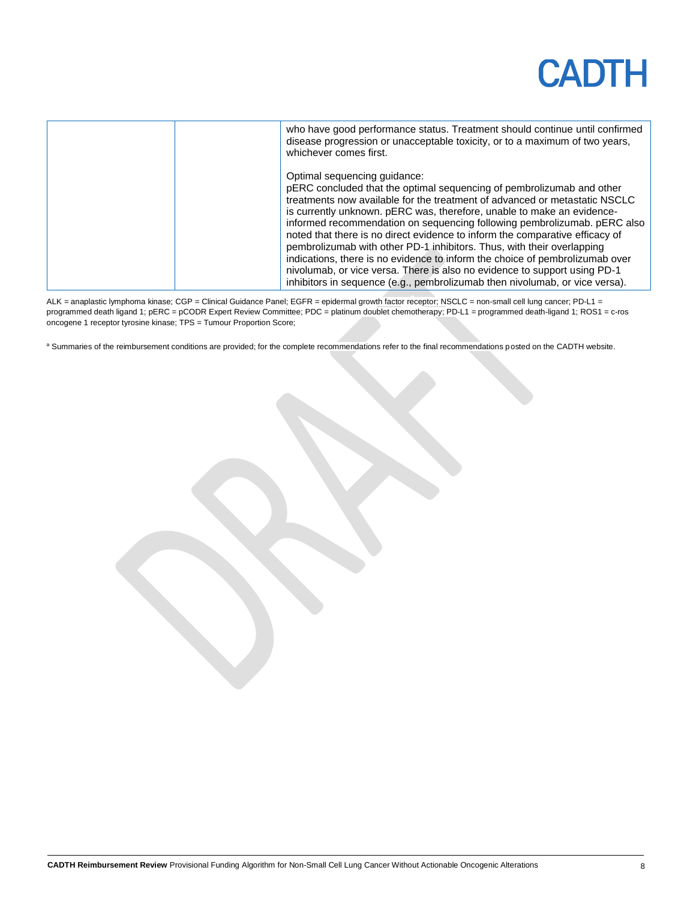|  |  | who have good performance status. Treatment should continue until confirmed disease progression or unacceptable toxicity, or to a maximum of two years, whichever comes first.<br><br>Optimal sequencing guidance:<br>pERC concluded that the optimal sequencing of pembrolizumab and other treatments now available for the treatment of advanced or metastatic NSCLC is currently unknown. pERC was, therefore, unable to make an evidence-informed recommendation on sequencing following pembrolizumab. pERC also noted that there is no direct evidence to inform the comparative efficacy of pembrolizumab with other PD-1 inhibitors. Thus, with their overlapping indications, there is no evidence to inform the choice of pembrolizumab over nivolumab, or vice versa. There is also no evidence to support using PD-1 inhibitors in sequence (e.g., pembrolizumab then nivolumab, or vice versa). |
|---|---|---|

ALK = anaplastic lymphoma kinase; CGP = Clinical Guidance Panel; EGFR = epidermal growth factor receptor; NSCLC = non-small cell lung cancer; PD-L1 = programmed death ligand 1; pERC = pCODR Expert Review Committee; PDC = platinum doublet chemotherapy; PD-L1 = programmed death-ligand 1; ROS1 = c-ros oncogene 1 receptor tyrosine kinase; TPS = Tumour Proportion Score;

[a] Summaries of the reimbursement conditions are provided; for the complete recommendations refer to the final recommendations posted on the CADTH website.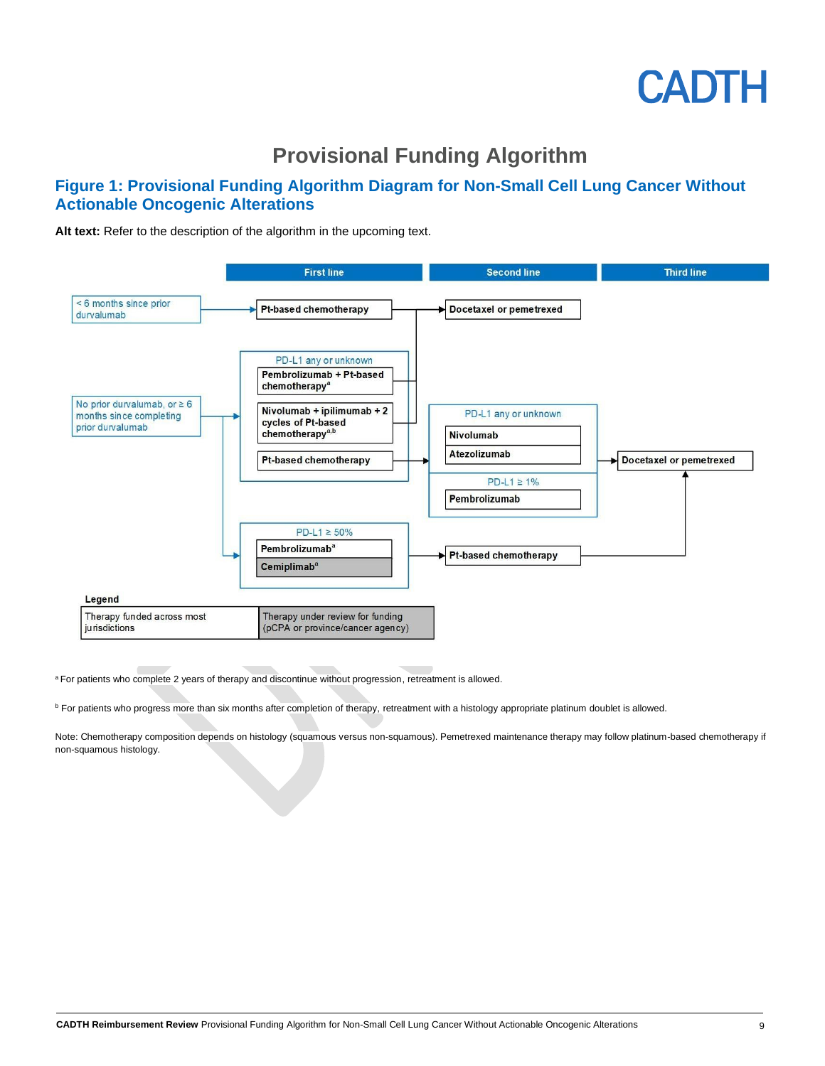# Provisional Funding Algorithm

## Figure 1: Provisional Funding Algorithm Diagram for Non-Small Cell Lung Cancer Without Actionable Oncogenic Alterations

**Alt text:** Refer to the description of the algorithm in the upcoming text.

| | First line | Second line | Third line |
|---|---|---|---|
| < 6 months since prior durvalumab | Pt-based chemotherapy | Docetaxel or pemetrexed | |
| No prior durvalumab, or ≥ 6 months since completing prior durvalumab | PD-L1 any or unknown: Pembrolizumab + Pt-based chemotherapy[a] | Docetaxel or pemetrexed | |
| | PD-L1 any or unknown: Nivolumab + ipilimumab + 2 cycles of Pt-based chemotherapy[a,b] | Docetaxel or pemetrexed | |
| | PD-L1 any or unknown: Pt-based chemotherapy | PD-L1 any or unknown: Nivolumab; Atezolizumab. PD-L1 ≥ 1%: Pembrolizumab | Docetaxel or pemetrexed |
| | PD-L1 ≥ 50%: Pembrolizumab[a]; Cemiplimab[a] | Pt-based chemotherapy | Docetaxel or pemetrexed |

**Legend**

| Therapy funded across most jurisdictions | Therapy under review for funding (pCPA or province/cancer agency) |
|---|---|

Note: Cemiplimab[a] is shown as a therapy under review for funding (pCPA or province/cancer agency).

[a] For patients who complete 2 years of therapy and discontinue without progression, retreatment is allowed.

[b] For patients who progress more than six months after completion of therapy, retreatment with a histology appropriate platinum doublet is allowed.

Note: Chemotherapy composition depends on histology (squamous versus non-squamous). Pemetrexed maintenance therapy may follow platinum-based chemotherapy if non-squamous histology.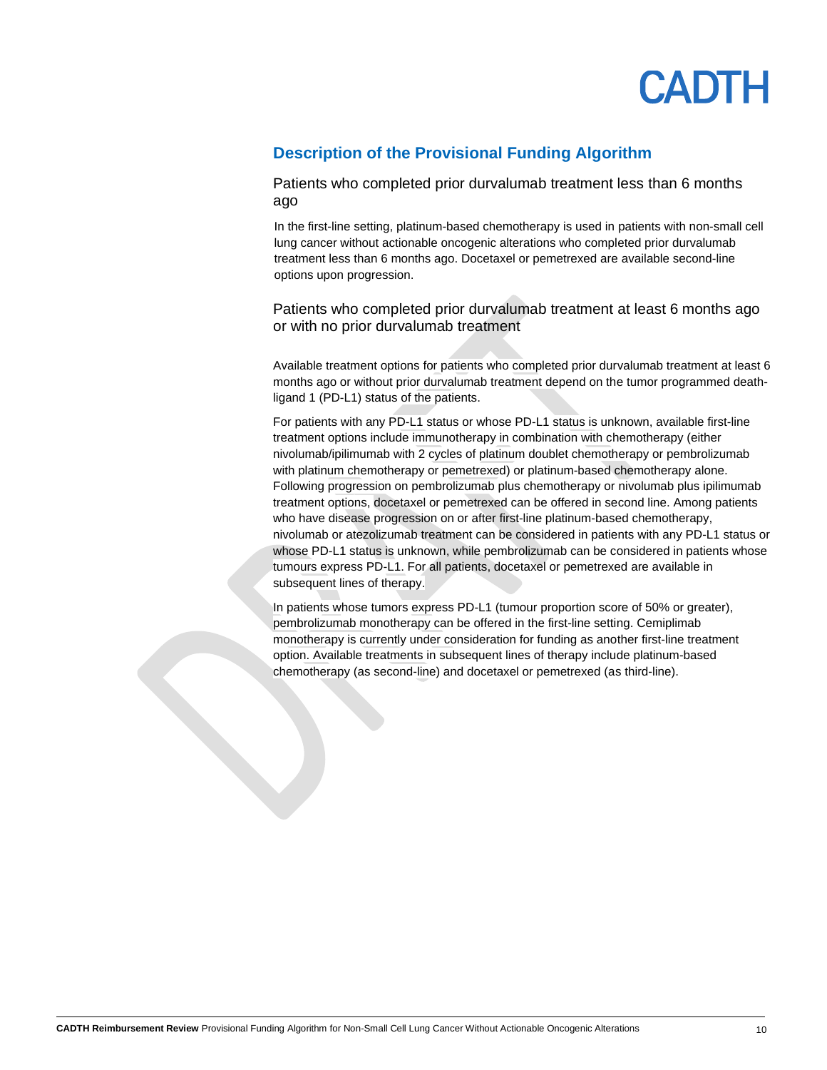## Description of the Provisional Funding Algorithm

### Patients who completed prior durvalumab treatment less than 6 months ago

In the first-line setting, platinum-based chemotherapy is used in patients with non-small cell lung cancer without actionable oncogenic alterations who completed prior durvalumab treatment less than 6 months ago. Docetaxel or pemetrexed are available second-line options upon progression.

### Patients who completed prior durvalumab treatment at least 6 months ago or with no prior durvalumab treatment

Available treatment options for patients who completed prior durvalumab treatment at least 6 months ago or without prior durvalumab treatment depend on the tumor programmed death-ligand 1 (PD-L1) status of the patients.

For patients with any PD-L1 status or whose PD-L1 status is unknown, available first-line treatment options include immunotherapy in combination with chemotherapy (either nivolumab/ipilimumab with 2 cycles of platinum doublet chemotherapy or pembrolizumab with platinum chemotherapy or pemetrexed) or platinum-based chemotherapy alone. Following progression on pembrolizumab plus chemotherapy or nivolumab plus ipilimumab treatment options, docetaxel or pemetrexed can be offered in second line. Among patients who have disease progression on or after first-line platinum-based chemotherapy, nivolumab or atezolizumab treatment can be considered in patients with any PD-L1 status or whose PD-L1 status is unknown, while pembrolizumab can be considered in patients whose tumours express PD-L1. For all patients, docetaxel or pemetrexed are available in subsequent lines of therapy.

In patients whose tumors express PD-L1 (tumour proportion score of 50% or greater), pembrolizumab monotherapy can be offered in the first-line setting. Cemiplimab monotherapy is currently under consideration for funding as another first-line treatment option. Available treatments in subsequent lines of therapy include platinum-based chemotherapy (as second-line) and docetaxel or pemetrexed (as third-line).